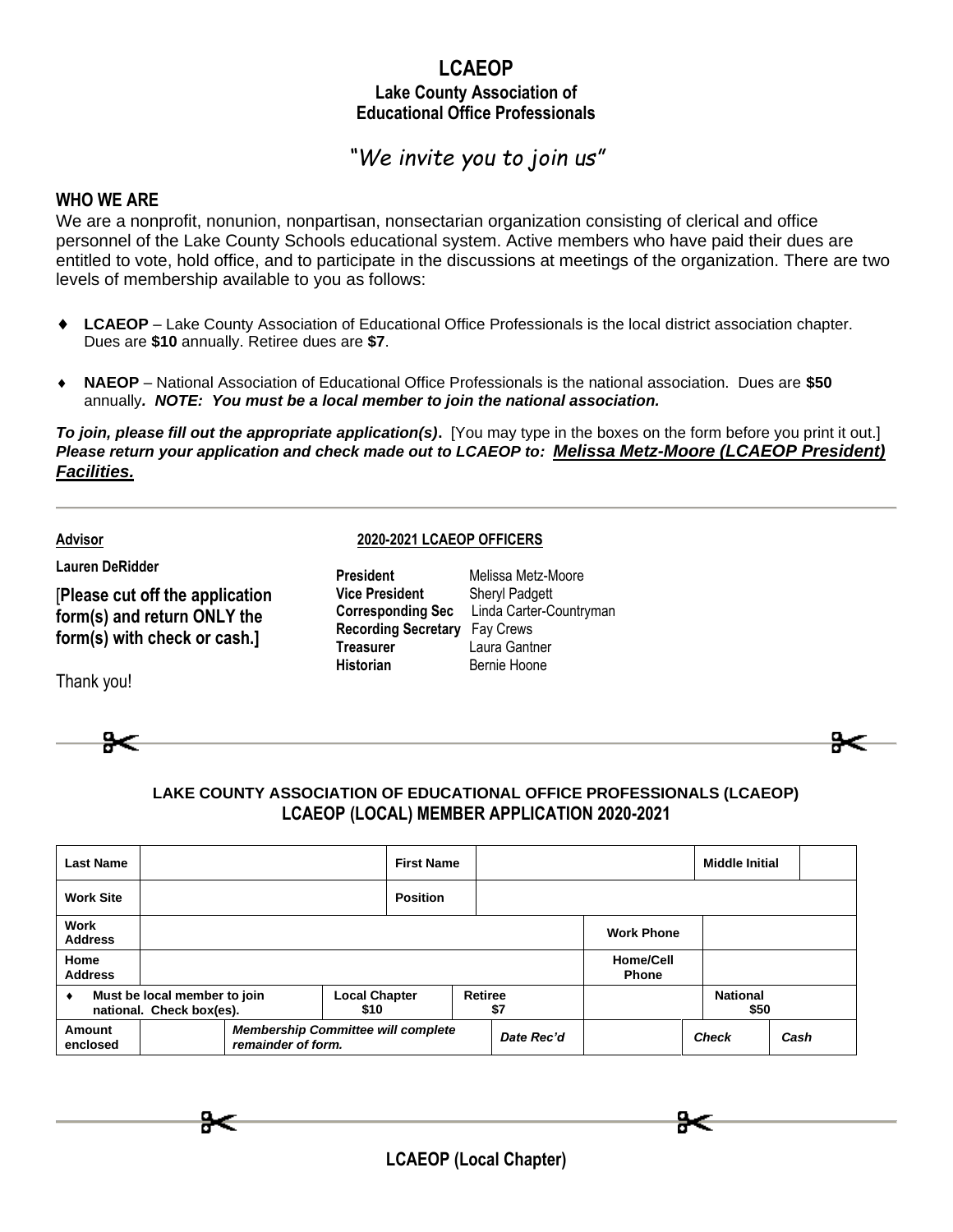# LCAEOP

## Lake County Association of Educational Office Professionals

*"We invite you to join us"*

### WHO WE ARE

We are a nonprofit, nonunion, nonpartisan, nonsectarian organization consisting of clerical and office personnel of the Lake County Schools educational system. Active members who have paid their dues are entitled to vote, hold office, and to participate in the discussions at meetings of the organization. There are two levels of membership available to you as follows:

- **LCAEOP** – Lake County Association of Educational Office Professionals is the local district association chapter. Dues are **$10** annually. Retiree dues are **$7**.
- **NAEOP** – National Association of Educational Office Professionals is the national association. Dues are **$50** annually***. NOTE: You must be a local member to join the national association.***

***To join, please fill out the appropriate application(s)*.** [You may type in the boxes on the form before you print it out.] ***Please return your application and check made out to LCAEOP to: Melissa Metz-Moore (LCAEOP President) Facilities.***

---

**Advisor**

**Lauren DeRidder**

[**Please cut off the application form(s) and return ONLY the form(s) with check or cash.]**

Thank you!

**2020-2021 LCAEOP OFFICERS**

| | |
|---|---|
| **President** | Melissa Metz-Moore |
| **Vice President** | Sheryl Padgett |
| **Corresponding Sec** | Linda Carter-Countryman |
| **Recording Secretary** | Fay Crews |
| **Treasurer** | Laura Gantner |
| **Historian** | Bernie Hoone |

---

**LAKE COUNTY ASSOCIATION OF EDUCATIONAL OFFICE PROFESSIONALS (LCAEOP)**

**LCAEOP (LOCAL) MEMBER APPLICATION 2020-2021**

| **Last Name** | | | **First Name** | | | **Middle Initial** | |
|---|---|---|---|---|---|---|---|
| **Work Site** | | | **Position** | | | | |
| **Work Address** | | | | | **Work Phone** | | |
| **Home Address** | | | | | **Home/Cell Phone** | | |
| ♦ **Must be local member to join national. Check box(es).** | | **Local Chapter $10** | | **Retiree $7** | | **National $50** | |
| **Amount enclosed** | | ***Membership Committee will complete remainder of form.*** | | ***Date Rec'd*** | | ***Check*** | ***Cash*** |

---

**LCAEOP (Local Chapter)**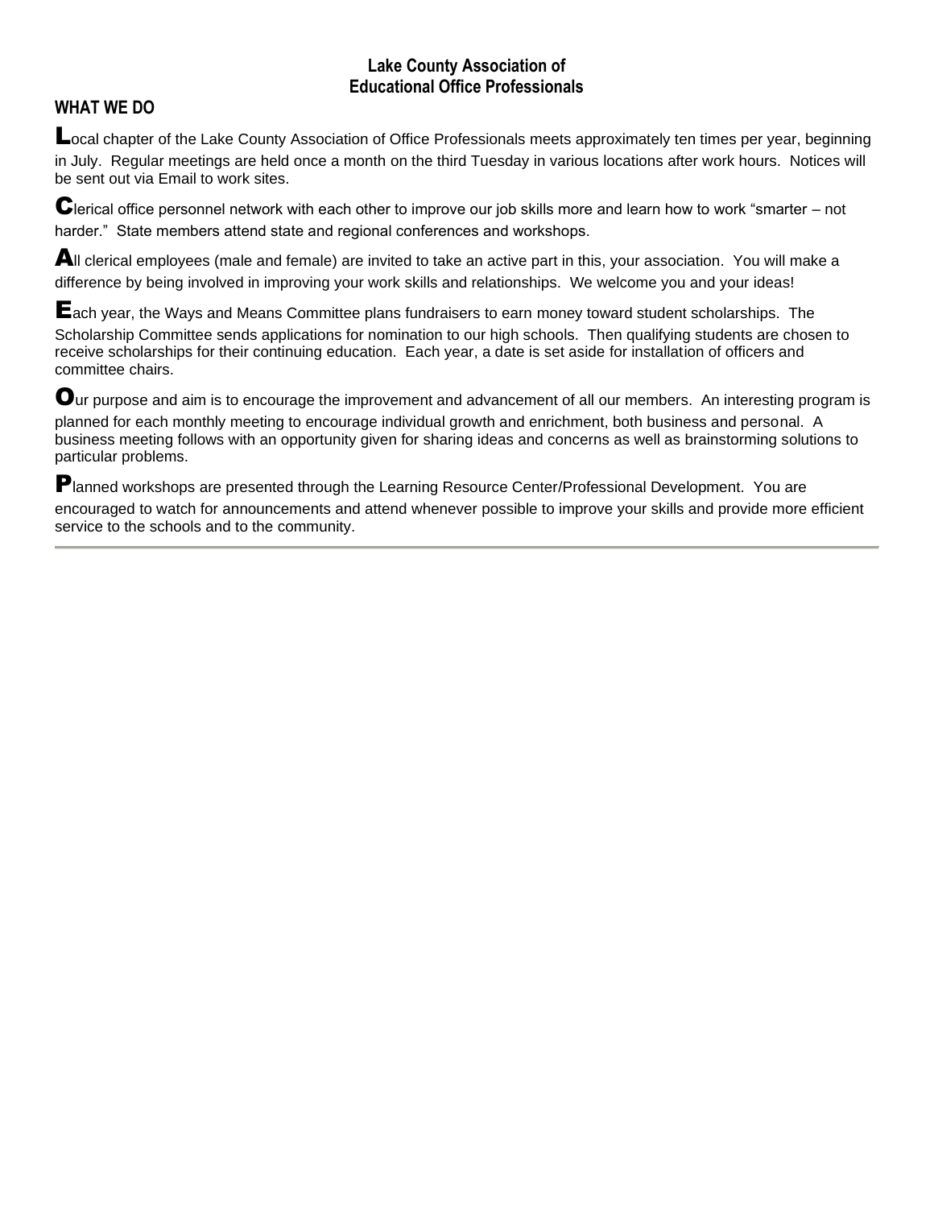**Lake County Association of**
**Educational Office Professionals**

## WHAT WE DO

**L**ocal chapter of the Lake County Association of Office Professionals meets approximately ten times per year, beginning in July. Regular meetings are held once a month on the third Tuesday in various locations after work hours. Notices will be sent out via Email to work sites.

**C**lerical office personnel network with each other to improve our job skills more and learn how to work "smarter – not harder." State members attend state and regional conferences and workshops.

**A**ll clerical employees (male and female) are invited to take an active part in this, your association. You will make a difference by being involved in improving your work skills and relationships. We welcome you and your ideas!

**E**ach year, the Ways and Means Committee plans fundraisers to earn money toward student scholarships. The Scholarship Committee sends applications for nomination to our high schools. Then qualifying students are chosen to receive scholarships for their continuing education. Each year, a date is set aside for installation of officers and committee chairs.

**O**ur purpose and aim is to encourage the improvement and advancement of all our members. An interesting program is planned for each monthly meeting to encourage individual growth and enrichment, both business and personal. A business meeting follows with an opportunity given for sharing ideas and concerns as well as brainstorming solutions to particular problems.

**P**lanned workshops are presented through the Learning Resource Center/Professional Development. You are encouraged to watch for announcements and attend whenever possible to improve your skills and provide more efficient service to the schools and to the community.

---